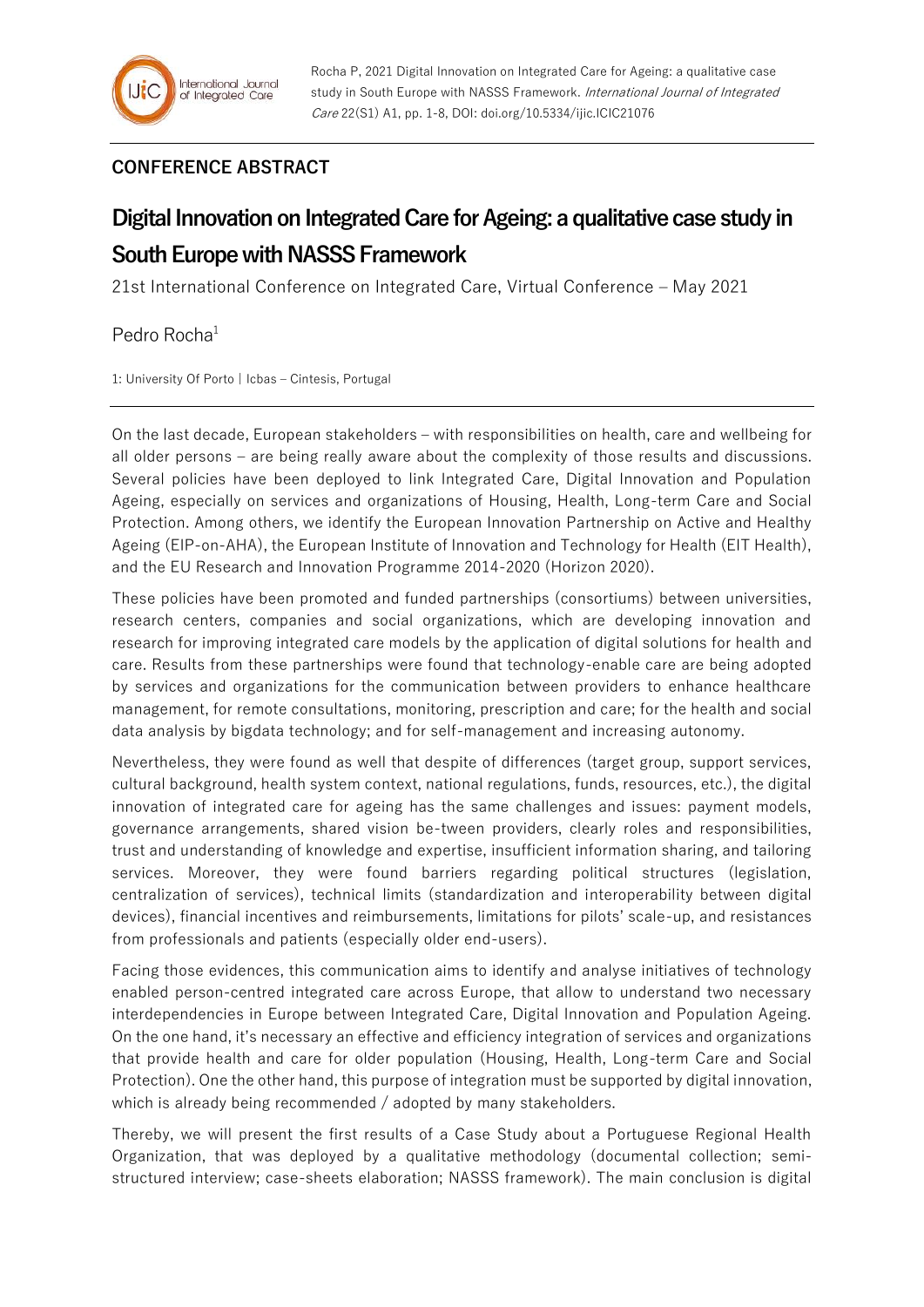## CONFERENCE ABSTRACT

# Digital Innovation on Integrated Care for Ageing: a qualitative case study in South Europe with NASSS Framework

21st International Conference on Integrated Care, Virtual Conference – May 2021

Pedro Rocha[1]

1: University Of Porto | Icbas – Cintesis, Portugal

On the last decade, European stakeholders – with responsibilities on health, care and wellbeing for all older persons – are being really aware about the complexity of those results and discussions. Several policies have been deployed to link Integrated Care, Digital Innovation and Population Ageing, especially on services and organizations of Housing, Health, Long-term Care and Social Protection. Among others, we identify the European Innovation Partnership on Active and Healthy Ageing (EIP-on-AHA), the European Institute of Innovation and Technology for Health (EIT Health), and the EU Research and Innovation Programme 2014-2020 (Horizon 2020).

These policies have been promoted and funded partnerships (consortiums) between universities, research centers, companies and social organizations, which are developing innovation and research for improving integrated care models by the application of digital solutions for health and care. Results from these partnerships were found that technology-enable care are being adopted by services and organizations for the communication between providers to enhance healthcare management, for remote consultations, monitoring, prescription and care; for the health and social data analysis by bigdata technology; and for self-management and increasing autonomy.

Nevertheless, they were found as well that despite of differences (target group, support services, cultural background, health system context, national regulations, funds, resources, etc.), the digital innovation of integrated care for ageing has the same challenges and issues: payment models, governance arrangements, shared vision be-tween providers, clearly roles and responsibilities, trust and understanding of knowledge and expertise, insufficient information sharing, and tailoring services. Moreover, they were found barriers regarding political structures (legislation, centralization of services), technical limits (standardization and interoperability between digital devices), financial incentives and reimbursements, limitations for pilots' scale-up, and resistances from professionals and patients (especially older end-users).

Facing those evidences, this communication aims to identify and analyse initiatives of technology enabled person-centred integrated care across Europe, that allow to understand two necessary interdependencies in Europe between Integrated Care, Digital Innovation and Population Ageing. On the one hand, it's necessary an effective and efficiency integration of services and organizations that provide health and care for older population (Housing, Health, Long-term Care and Social Protection). One the other hand, this purpose of integration must be supported by digital innovation, which is already being recommended / adopted by many stakeholders.

Thereby, we will present the first results of a Case Study about a Portuguese Regional Health Organization, that was deployed by a qualitative methodology (documental collection; semi-structured interview; case-sheets elaboration; NASSS framework). The main conclusion is digital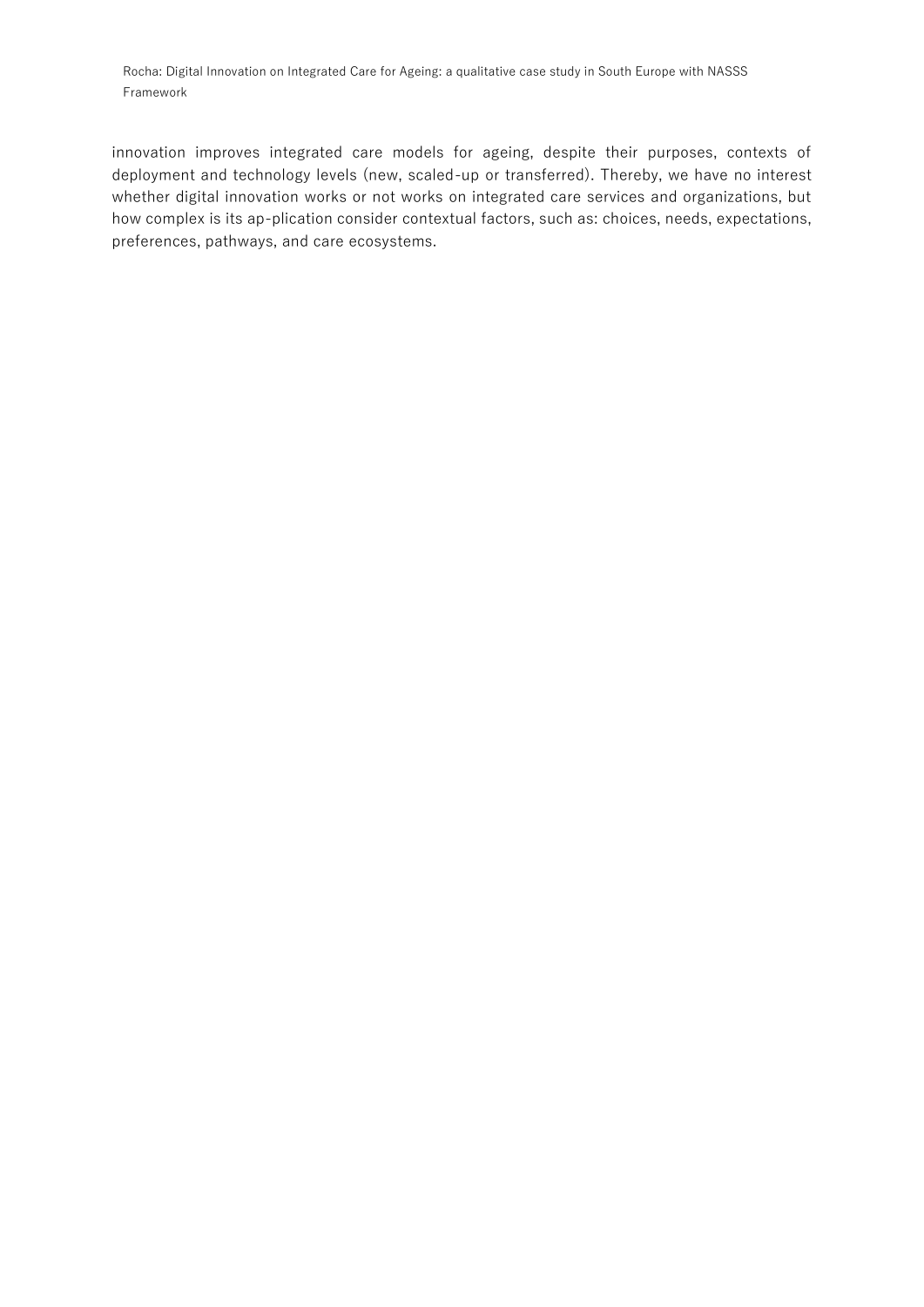innovation improves integrated care models for ageing, despite their purposes, contexts of deployment and technology levels (new, scaled-up or transferred). Thereby, we have no interest whether digital innovation works or not works on integrated care services and organizations, but how complex is its ap-plication consider contextual factors, such as: choices, needs, expectations, preferences, pathways, and care ecosystems.